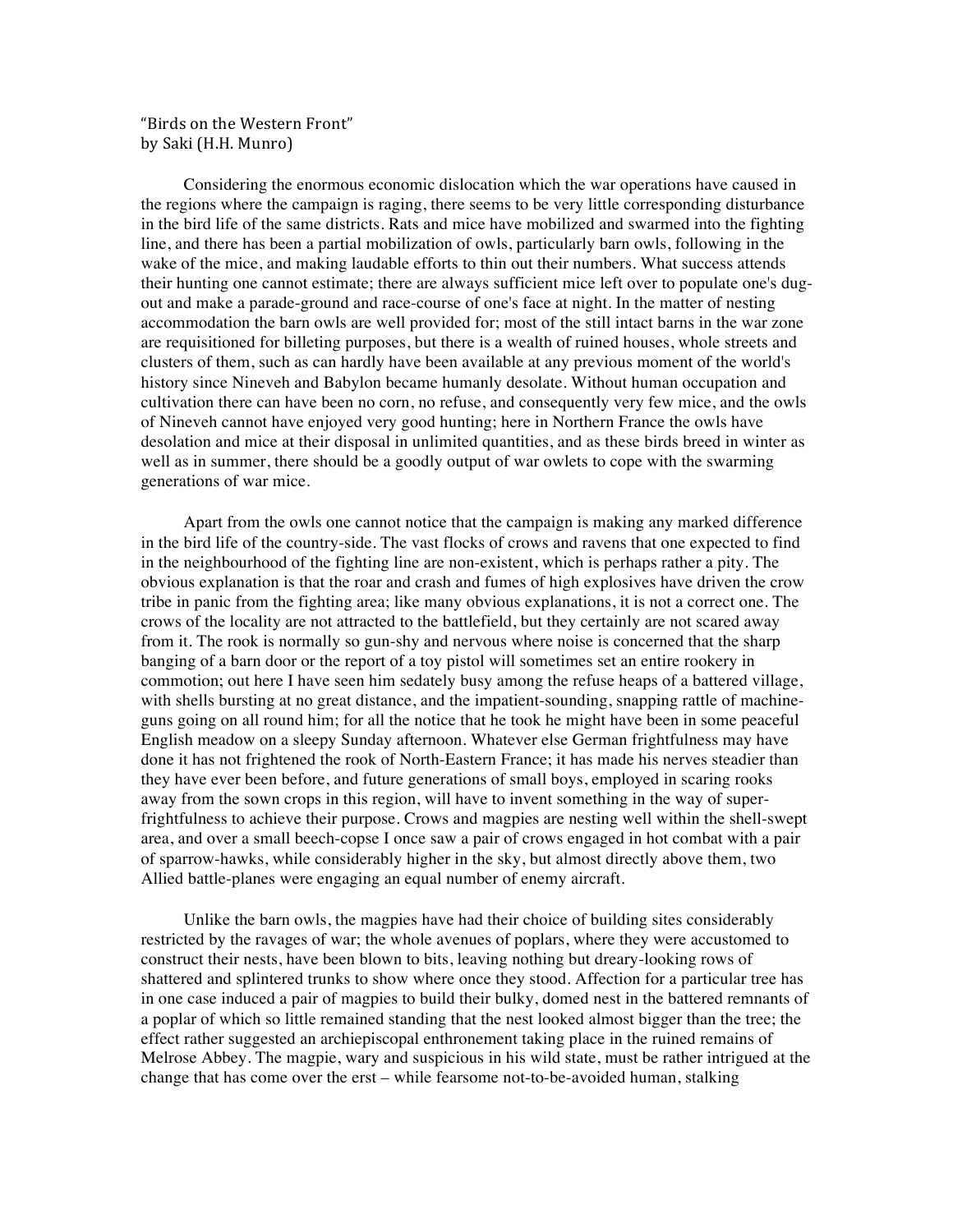"Birds on the Western Front"
by Saki (H.H. Munro)

Considering the enormous economic dislocation which the war operations have caused in the regions where the campaign is raging, there seems to be very little corresponding disturbance in the bird life of the same districts. Rats and mice have mobilized and swarmed into the fighting line, and there has been a partial mobilization of owls, particularly barn owls, following in the wake of the mice, and making laudable efforts to thin out their numbers. What success attends their hunting one cannot estimate; there are always sufficient mice left over to populate one's dug-out and make a parade-ground and race-course of one's face at night. In the matter of nesting accommodation the barn owls are well provided for; most of the still intact barns in the war zone are requisitioned for billeting purposes, but there is a wealth of ruined houses, whole streets and clusters of them, such as can hardly have been available at any previous moment of the world's history since Nineveh and Babylon became humanly desolate. Without human occupation and cultivation there can have been no corn, no refuse, and consequently very few mice, and the owls of Nineveh cannot have enjoyed very good hunting; here in Northern France the owls have desolation and mice at their disposal in unlimited quantities, and as these birds breed in winter as well as in summer, there should be a goodly output of war owlets to cope with the swarming generations of war mice.

Apart from the owls one cannot notice that the campaign is making any marked difference in the bird life of the country-side. The vast flocks of crows and ravens that one expected to find in the neighbourhood of the fighting line are non-existent, which is perhaps rather a pity. The obvious explanation is that the roar and crash and fumes of high explosives have driven the crow tribe in panic from the fighting area; like many obvious explanations, it is not a correct one. The crows of the locality are not attracted to the battlefield, but they certainly are not scared away from it. The rook is normally so gun-shy and nervous where noise is concerned that the sharp banging of a barn door or the report of a toy pistol will sometimes set an entire rookery in commotion; out here I have seen him sedately busy among the refuse heaps of a battered village, with shells bursting at no great distance, and the impatient-sounding, snapping rattle of machine-guns going on all round him; for all the notice that he took he might have been in some peaceful English meadow on a sleepy Sunday afternoon. Whatever else German frightfulness may have done it has not frightened the rook of North-Eastern France; it has made his nerves steadier than they have ever been before, and future generations of small boys, employed in scaring rooks away from the sown crops in this region, will have to invent something in the way of super-frightfulness to achieve their purpose. Crows and magpies are nesting well within the shell-swept area, and over a small beech-copse I once saw a pair of crows engaged in hot combat with a pair of sparrow-hawks, while considerably higher in the sky, but almost directly above them, two Allied battle-planes were engaging an equal number of enemy aircraft.

Unlike the barn owls, the magpies have had their choice of building sites considerably restricted by the ravages of war; the whole avenues of poplars, where they were accustomed to construct their nests, have been blown to bits, leaving nothing but dreary-looking rows of shattered and splintered trunks to show where once they stood. Affection for a particular tree has in one case induced a pair of magpies to build their bulky, domed nest in the battered remnants of a poplar of which so little remained standing that the nest looked almost bigger than the tree; the effect rather suggested an archiepiscopal enthronement taking place in the ruined remains of Melrose Abbey. The magpie, wary and suspicious in his wild state, must be rather intrigued at the change that has come over the erst – while fearsome not-to-be-avoided human, stalking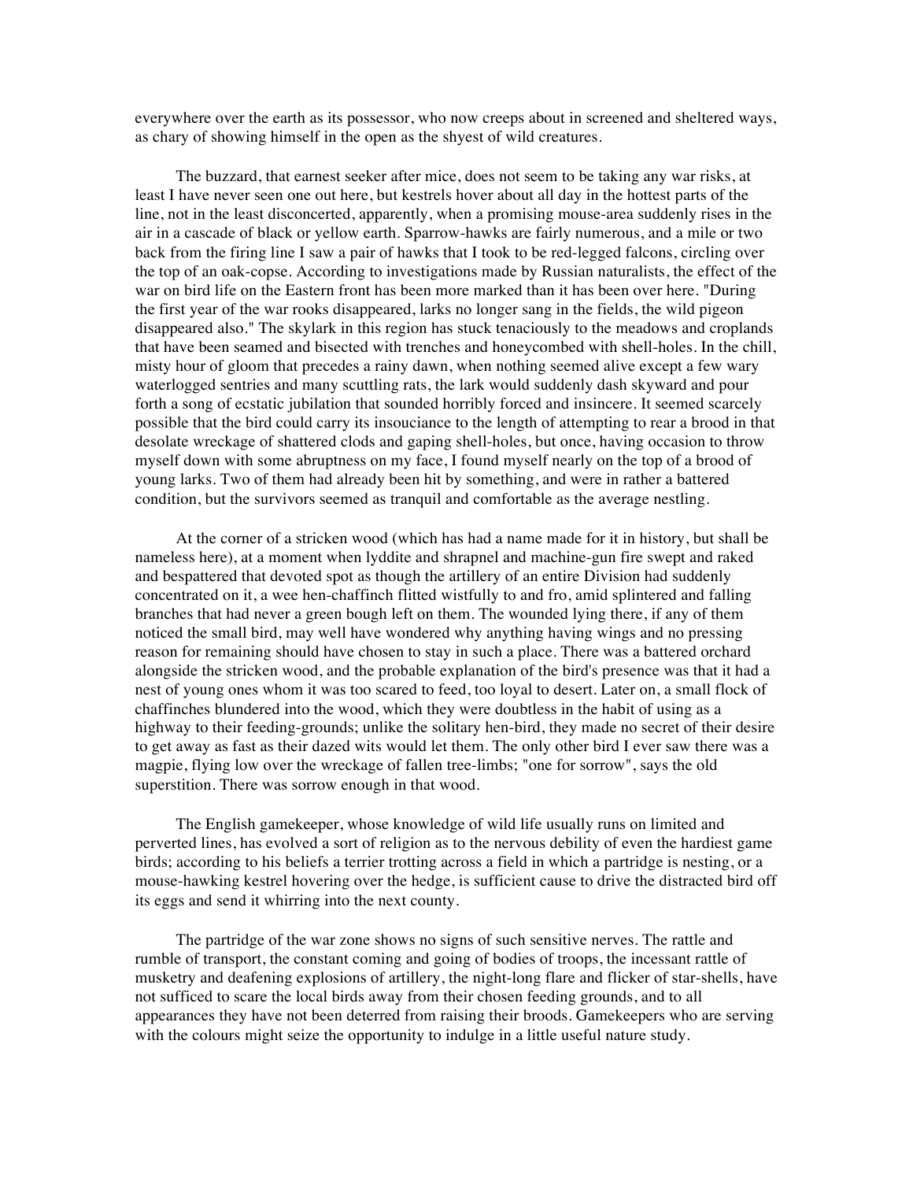everywhere over the earth as its possessor, who now creeps about in screened and sheltered ways, as chary of showing himself in the open as the shyest of wild creatures.

The buzzard, that earnest seeker after mice, does not seem to be taking any war risks, at least I have never seen one out here, but kestrels hover about all day in the hottest parts of the line, not in the least disconcerted, apparently, when a promising mouse-area suddenly rises in the air in a cascade of black or yellow earth. Sparrow-hawks are fairly numerous, and a mile or two back from the firing line I saw a pair of hawks that I took to be red-legged falcons, circling over the top of an oak-copse. According to investigations made by Russian naturalists, the effect of the war on bird life on the Eastern front has been more marked than it has been over here. "During the first year of the war rooks disappeared, larks no longer sang in the fields, the wild pigeon disappeared also." The skylark in this region has stuck tenaciously to the meadows and croplands that have been seamed and bisected with trenches and honeycombed with shell-holes. In the chill, misty hour of gloom that precedes a rainy dawn, when nothing seemed alive except a few wary waterlogged sentries and many scuttling rats, the lark would suddenly dash skyward and pour forth a song of ecstatic jubilation that sounded horribly forced and insincere. It seemed scarcely possible that the bird could carry its insouciance to the length of attempting to rear a brood in that desolate wreckage of shattered clods and gaping shell-holes, but once, having occasion to throw myself down with some abruptness on my face, I found myself nearly on the top of a brood of young larks. Two of them had already been hit by something, and were in rather a battered condition, but the survivors seemed as tranquil and comfortable as the average nestling.

At the corner of a stricken wood (which has had a name made for it in history, but shall be nameless here), at a moment when lyddite and shrapnel and machine-gun fire swept and raked and bespattered that devoted spot as though the artillery of an entire Division had suddenly concentrated on it, a wee hen-chaffinch flitted wistfully to and fro, amid splintered and falling branches that had never a green bough left on them. The wounded lying there, if any of them noticed the small bird, may well have wondered why anything having wings and no pressing reason for remaining should have chosen to stay in such a place. There was a battered orchard alongside the stricken wood, and the probable explanation of the bird's presence was that it had a nest of young ones whom it was too scared to feed, too loyal to desert. Later on, a small flock of chaffinches blundered into the wood, which they were doubtless in the habit of using as a highway to their feeding-grounds; unlike the solitary hen-bird, they made no secret of their desire to get away as fast as their dazed wits would let them. The only other bird I ever saw there was a magpie, flying low over the wreckage of fallen tree-limbs; "one for sorrow", says the old superstition. There was sorrow enough in that wood.

The English gamekeeper, whose knowledge of wild life usually runs on limited and perverted lines, has evolved a sort of religion as to the nervous debility of even the hardiest game birds; according to his beliefs a terrier trotting across a field in which a partridge is nesting, or a mouse-hawking kestrel hovering over the hedge, is sufficient cause to drive the distracted bird off its eggs and send it whirring into the next county.

The partridge of the war zone shows no signs of such sensitive nerves. The rattle and rumble of transport, the constant coming and going of bodies of troops, the incessant rattle of musketry and deafening explosions of artillery, the night-long flare and flicker of star-shells, have not sufficed to scare the local birds away from their chosen feeding grounds, and to all appearances they have not been deterred from raising their broods. Gamekeepers who are serving with the colours might seize the opportunity to indulge in a little useful nature study.